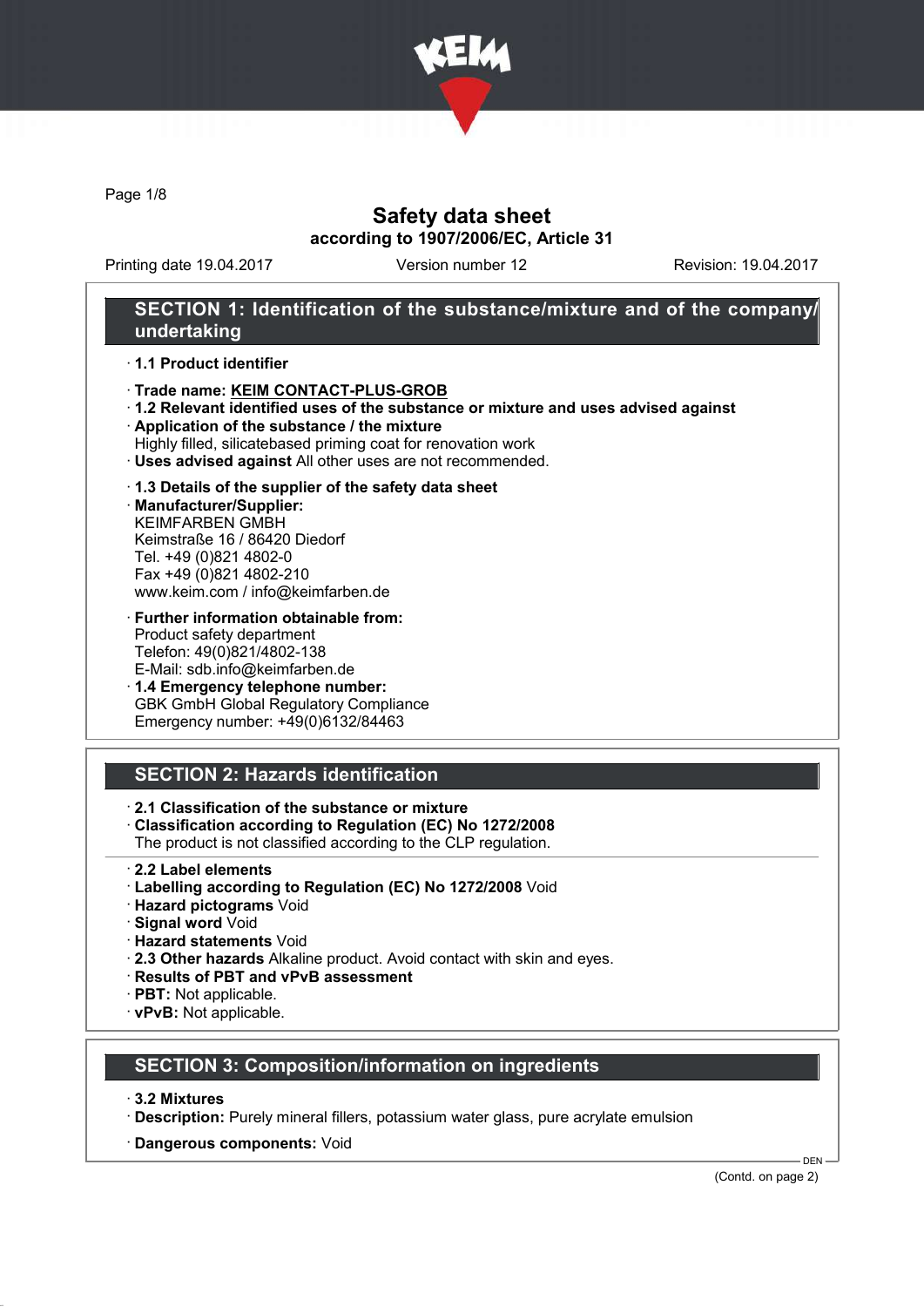# Safety data sheet
## according to 1907/2006/EC, Article 31

Printing date 19.04.2017 | Version number 12 | Revision: 19.04.2017

## SECTION 1: Identification of the substance/mixture and of the company/undertaking

· **1.1 Product identifier**

· **Trade name: KEIM CONTACT-PLUS-GROB**
· **1.2 Relevant identified uses of the substance or mixture and uses advised against**
· **Application of the substance / the mixture**
Highly filled, silicatebased priming coat for renovation work
· **Uses advised against** All other uses are not recommended.

· **1.3 Details of the supplier of the safety data sheet**
· **Manufacturer/Supplier:**
KEIMFARBEN GMBH
Keimstraße 16 / 86420 Diedorf
Tel. +49 (0)821 4802-0
Fax +49 (0)821 4802-210
www.keim.com / info@keimfarben.de

· **Further information obtainable from:**
Product safety department
Telefon: 49(0)821/4802-138
E-Mail: sdb.info@keimfarben.de
· **1.4 Emergency telephone number:**
GBK GmbH Global Regulatory Compliance
Emergency number: +49(0)6132/84463

## SECTION 2: Hazards identification

· **2.1 Classification of the substance or mixture**
· **Classification according to Regulation (EC) No 1272/2008**
The product is not classified according to the CLP regulation.

· **2.2 Label elements**
· **Labelling according to Regulation (EC) No 1272/2008** Void
· **Hazard pictograms** Void
· **Signal word** Void
· **Hazard statements** Void
· **2.3 Other hazards** Alkaline product. Avoid contact with skin and eyes.
· **Results of PBT and vPvB assessment**
· **PBT:** Not applicable.
· **vPvB:** Not applicable.

## SECTION 3: Composition/information on ingredients

· **3.2 Mixtures**
· **Description:** Purely mineral fillers, potassium water glass, pure acrylate emulsion

· **Dangerous components:** Void

(Contd. on page 2)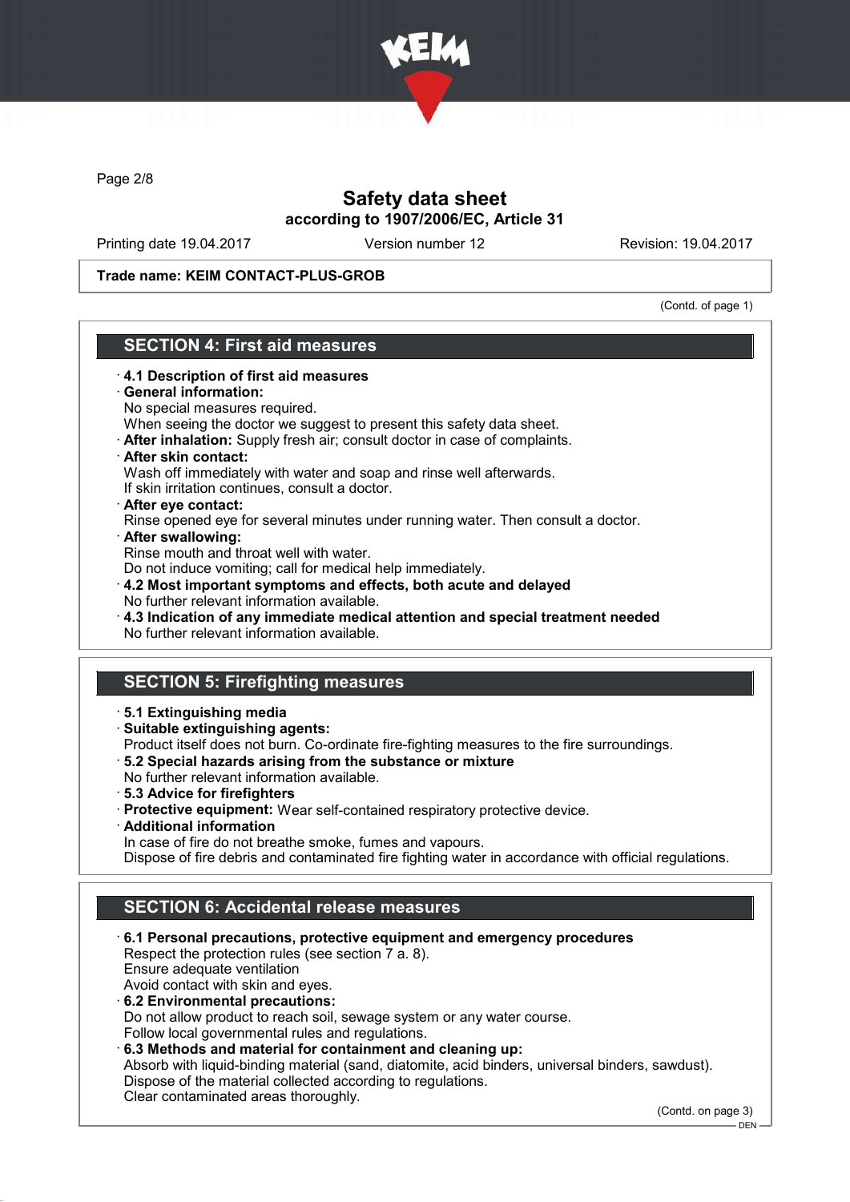**Trade name: KEIM CONTACT-PLUS-GROB**

(Contd. of page 1)

## SECTION 4: First aid measures

- **4.1 Description of first aid measures**
- **General information:**
  No special measures required.
  When seeing the doctor we suggest to present this safety data sheet.
- **After inhalation:** Supply fresh air; consult doctor in case of complaints.
- **After skin contact:**
  Wash off immediately with water and soap and rinse well afterwards.
  If skin irritation continues, consult a doctor.
- **After eye contact:**
  Rinse opened eye for several minutes under running water. Then consult a doctor.
- **After swallowing:**
  Rinse mouth and throat well with water.
  Do not induce vomiting; call for medical help immediately.
- **4.2 Most important symptoms and effects, both acute and delayed**
  No further relevant information available.
- **4.3 Indication of any immediate medical attention and special treatment needed**
  No further relevant information available.

## SECTION 5: Firefighting measures

- **5.1 Extinguishing media**
- **Suitable extinguishing agents:**
  Product itself does not burn. Co-ordinate fire-fighting measures to the fire surroundings.
- **5.2 Special hazards arising from the substance or mixture**
  No further relevant information available.
- **5.3 Advice for firefighters**
- **Protective equipment:** Wear self-contained respiratory protective device.
- **Additional information**
  In case of fire do not breathe smoke, fumes and vapours.
  Dispose of fire debris and contaminated fire fighting water in accordance with official regulations.

## SECTION 6: Accidental release measures

- **6.1 Personal precautions, protective equipment and emergency procedures**
  Respect the protection rules (see section 7 a. 8).
  Ensure adequate ventilation
  Avoid contact with skin and eyes.
- **6.2 Environmental precautions:**
  Do not allow product to reach soil, sewage system or any water course.
  Follow local governmental rules and regulations.
- **6.3 Methods and material for containment and cleaning up:**
  Absorb with liquid-binding material (sand, diatomite, acid binders, universal binders, sawdust).
  Dispose of the material collected according to regulations.
  Clear contaminated areas thoroughly.

(Contd. on page 3)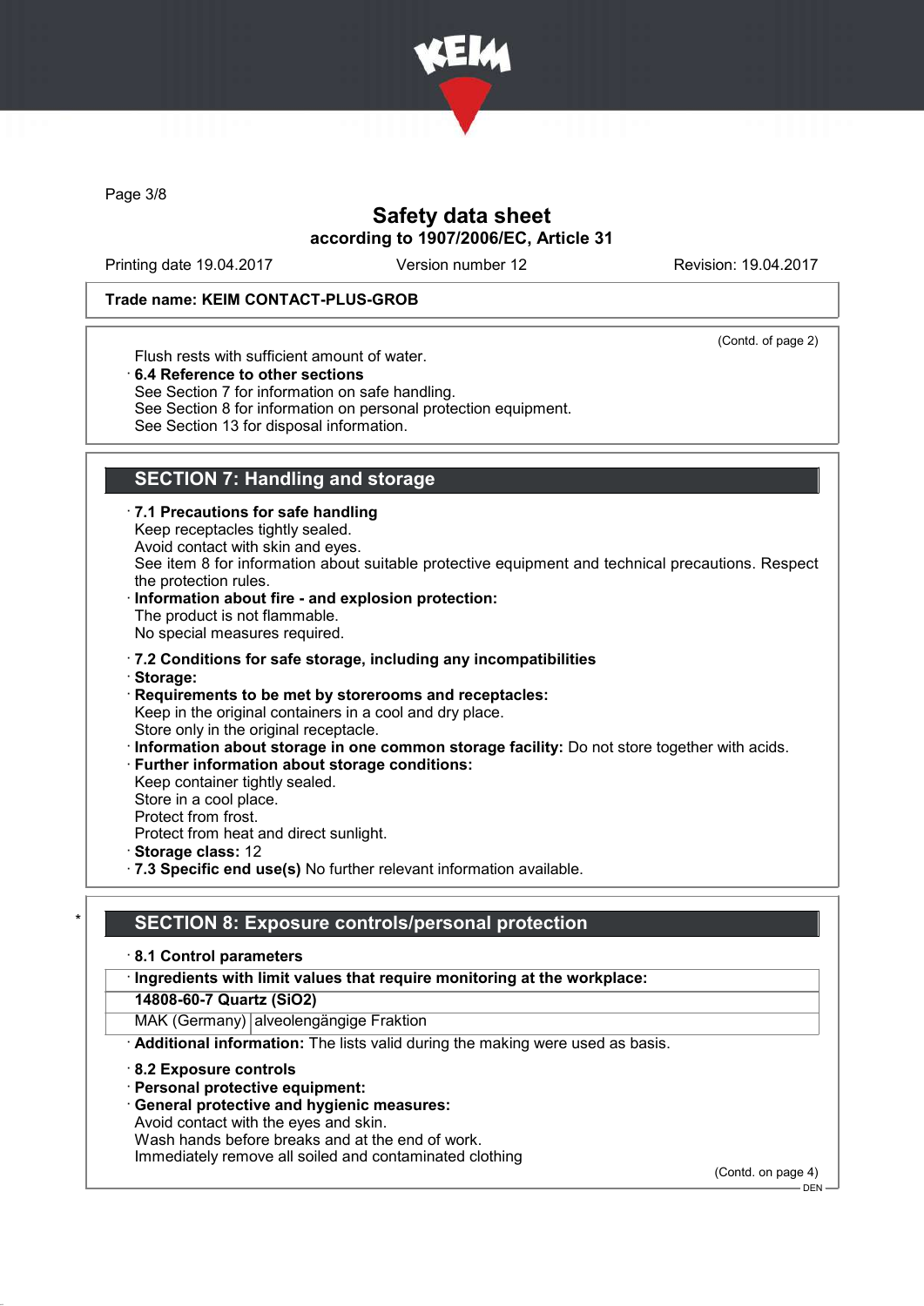**Trade name: KEIM CONTACT-PLUS-GROB**

(Contd. of page 2)

Flush rests with sufficient amount of water.

· **6.4 Reference to other sections**
See Section 7 for information on safe handling.
See Section 8 for information on personal protection equipment.
See Section 13 for disposal information.

## SECTION 7: Handling and storage

· **7.1 Precautions for safe handling**
Keep receptacles tightly sealed.
Avoid contact with skin and eyes.
See item 8 for information about suitable protective equipment and technical precautions. Respect the protection rules.

· **Information about fire - and explosion protection:**
The product is not flammable.
No special measures required.

· **7.2 Conditions for safe storage, including any incompatibilities**

· **Storage:**

· **Requirements to be met by storerooms and receptacles:**
Keep in the original containers in a cool and dry place.
Store only in the original receptacle.

· **Information about storage in one common storage facility:** Do not store together with acids.

· **Further information about storage conditions:**
Keep container tightly sealed.
Store in a cool place.
Protect from frost.
Protect from heat and direct sunlight.

· **Storage class:** 12

· **7.3 Specific end use(s)** No further relevant information available.

## * SECTION 8: Exposure controls/personal protection

· **8.1 Control parameters**

| · **Ingredients with limit values that require monitoring at the workplace:** | |
|---|---|
| **14808-60-7 Quartz ($SiO_2$)** | |
| MAK (Germany) | alveolengängige Fraktion |

· **Additional information:** The lists valid during the making were used as basis.

· **8.2 Exposure controls**

· **Personal protective equipment:**

· **General protective and hygienic measures:**
Avoid contact with the eyes and skin.
Wash hands before breaks and at the end of work.
Immediately remove all soiled and contaminated clothing

(Contd. on page 4)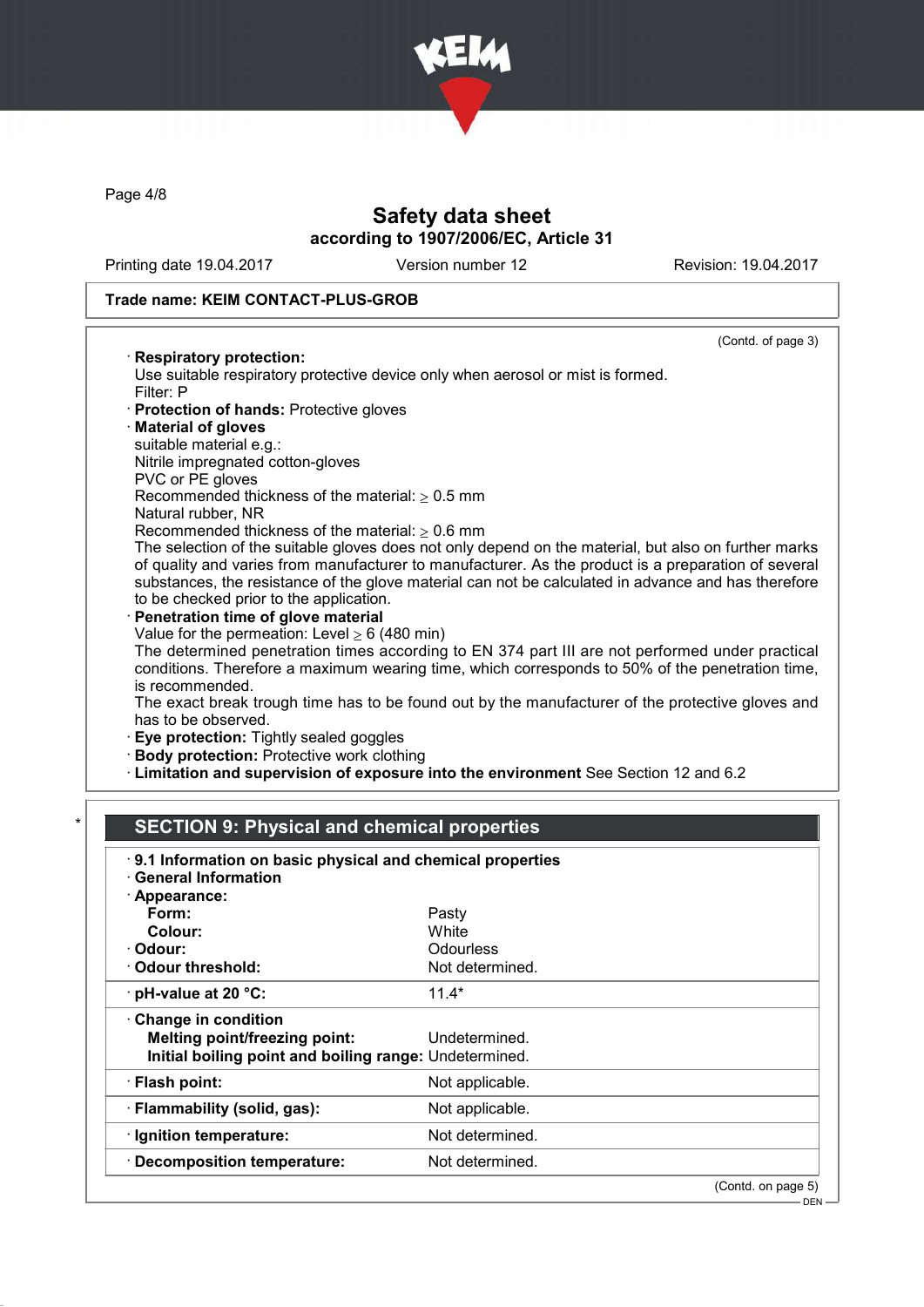**Trade name: KEIM CONTACT-PLUS-GROB**

(Contd. of page 3)

· **Respiratory protection:**
Use suitable respiratory protective device only when aerosol or mist is formed.
Filter: P

· **Protection of hands:** Protective gloves

· **Material of gloves**
suitable material e.g.:
Nitrile impregnated cotton-gloves
PVC or PE gloves
Recommended thickness of the material: ≥ 0.5 mm
Natural rubber, NR
Recommended thickness of the material: ≥ 0.6 mm
The selection of the suitable gloves does not only depend on the material, but also on further marks of quality and varies from manufacturer to manufacturer. As the product is a preparation of several substances, the resistance of the glove material can not be calculated in advance and has therefore to be checked prior to the application.

· **Penetration time of glove material**
Value for the permeation: Level ≥ 6 (480 min)
The determined penetration times according to EN 374 part III are not performed under practical conditions. Therefore a maximum wearing time, which corresponds to 50% of the penetration time, is recommended.
The exact break trough time has to be found out by the manufacturer of the protective gloves and has to be observed.

· **Eye protection:** Tightly sealed goggles

· **Body protection:** Protective work clothing

· **Limitation and supervision of exposure into the environment** See Section 12 and 6.2

## * SECTION 9: Physical and chemical properties

· **9.1 Information on basic physical and chemical properties**

· **General Information**

| Property | Value |
|---|---|
| · **Appearance:** | |
| **Form:** | Pasty |
| **Colour:** | White |
| · **Odour:** | Odourless |
| · **Odour threshold:** | Not determined. |
| · **pH-value at 20 °C:** | 11.4* |
| · **Change in condition** | |
| **Melting point/freezing point:** | Undetermined. |
| **Initial boiling point and boiling range:** | Undetermined. |
| · **Flash point:** | Not applicable. |
| · **Flammability (solid, gas):** | Not applicable. |
| · **Ignition temperature:** | Not determined. |
| · **Decomposition temperature:** | Not determined. |

(Contd. on page 5)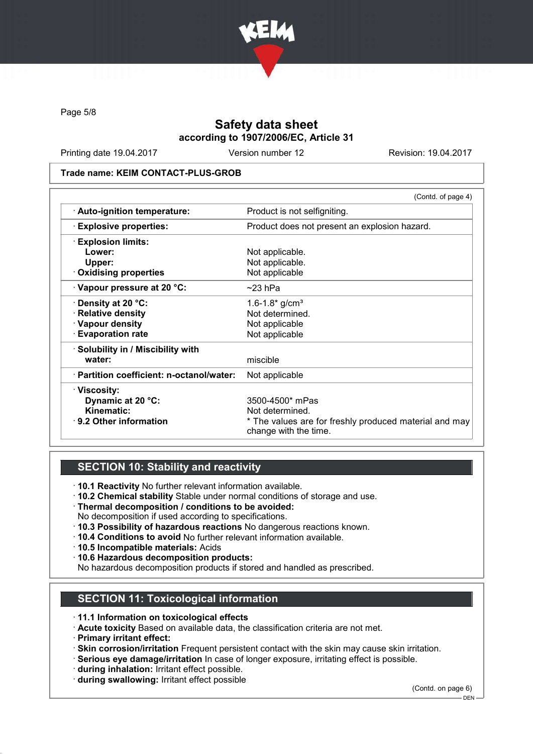# Safety data sheet
## according to 1907/2006/EC, Article 31

Printing date 19.04.2017 | Version number 12 | Revision: 19.04.2017

**Trade name: KEIM CONTACT-PLUS-GROB**

(Contd. of page 4)

| Property | Value |
|---|---|
| · **Auto-ignition temperature:** | Product is not selfigniting. |
| · **Explosive properties:** | Product does not present an explosion hazard. |
| · **Explosion limits:** | |
| **Lower:** | Not applicable. |
| **Upper:** | Not applicable. |
| · **Oxidising properties** | Not applicable |
| · **Vapour pressure at 20 °C:** | ~23 hPa |
| · **Density at 20 °C:** | 1.6-1.8* g/cm³ |
| · **Relative density** | Not determined. |
| · **Vapour density** | Not applicable |
| · **Evaporation rate** | Not applicable |
| · **Solubility in / Miscibility with water:** | miscible |
| · **Partition coefficient: n-octanol/water:** | Not applicable |
| · **Viscosity:** | |
| **Dynamic at 20 °C:** | 3500-4500* mPas |
| **Kinematic:** | Not determined. |
| · **9.2 Other information** | * The values are for freshly produced material and may change with the time. |

## SECTION 10: Stability and reactivity

- · **10.1 Reactivity** No further relevant information available.
- · **10.2 Chemical stability** Stable under normal conditions of storage and use.
- · **Thermal decomposition / conditions to be avoided:** No decomposition if used according to specifications.
- · **10.3 Possibility of hazardous reactions** No dangerous reactions known.
- · **10.4 Conditions to avoid** No further relevant information available.
- · **10.5 Incompatible materials:** Acids
- · **10.6 Hazardous decomposition products:** No hazardous decomposition products if stored and handled as prescribed.

## SECTION 11: Toxicological information

- · **11.1 Information on toxicological effects**
- · **Acute toxicity** Based on available data, the classification criteria are not met.
- · **Primary irritant effect:**
- · **Skin corrosion/irritation** Frequent persistent contact with the skin may cause skin irritation.
- · **Serious eye damage/irritation** In case of longer exposure, irritating effect is possible.
- · **during inhalation:** Irritant effect possible.
- · **during swallowing:** Irritant effect possible

(Contd. on page 6)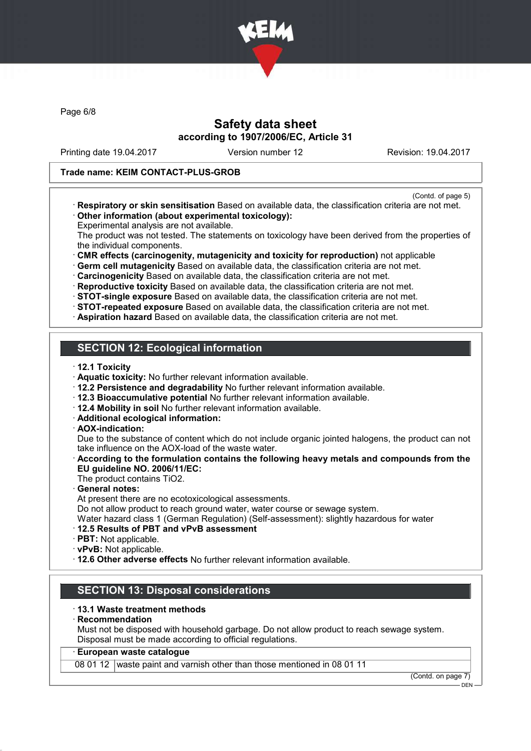**Trade name: KEIM CONTACT-PLUS-GROB**

(Contd. of page 5)

- **Respiratory or skin sensitisation** Based on available data, the classification criteria are not met.
- **Other information (about experimental toxicology):**
  Experimental analysis are not available.
  The product was not tested. The statements on toxicology have been derived from the properties of the individual components.
- **CMR effects (carcinogenity, mutagenicity and toxicity for reproduction)** not applicable
- **Germ cell mutagenicity** Based on available data, the classification criteria are not met.
- **Carcinogenicity** Based on available data, the classification criteria are not met.
- **Reproductive toxicity** Based on available data, the classification criteria are not met.
- **STOT-single exposure** Based on available data, the classification criteria are not met.
- **STOT-repeated exposure** Based on available data, the classification criteria are not met.
- **Aspiration hazard** Based on available data, the classification criteria are not met.

## SECTION 12: Ecological information

- **12.1 Toxicity**
- **Aquatic toxicity:** No further relevant information available.
- **12.2 Persistence and degradability** No further relevant information available.
- **12.3 Bioaccumulative potential** No further relevant information available.
- **12.4 Mobility in soil** No further relevant information available.
- **Additional ecological information:**
- **AOX-indication:**
  Due to the substance of content which do not include organic jointed halogens, the product can not take influence on the AOX-load of the waste water.
- **According to the formulation contains the following heavy metals and compounds from the EU guideline NO. 2006/11/EC:**
  The product contains $TiO_2$.
- **General notes:**
  At present there are no ecotoxicological assessments.
  Do not allow product to reach ground water, water course or sewage system.
  Water hazard class 1 (German Regulation) (Self-assessment): slightly hazardous for water
- **12.5 Results of PBT and vPvB assessment**
- **PBT:** Not applicable.
- **vPvB:** Not applicable.
- **12.6 Other adverse effects** No further relevant information available.

## SECTION 13: Disposal considerations

- **13.1 Waste treatment methods**
- **Recommendation**
  Must not be disposed with household garbage. Do not allow product to reach sewage system.
  Disposal must be made according to official regulations.

| European waste catalogue | |
|---|---|
| 08 01 12 | waste paint and varnish other than those mentioned in 08 01 11 |

(Contd. on page 7)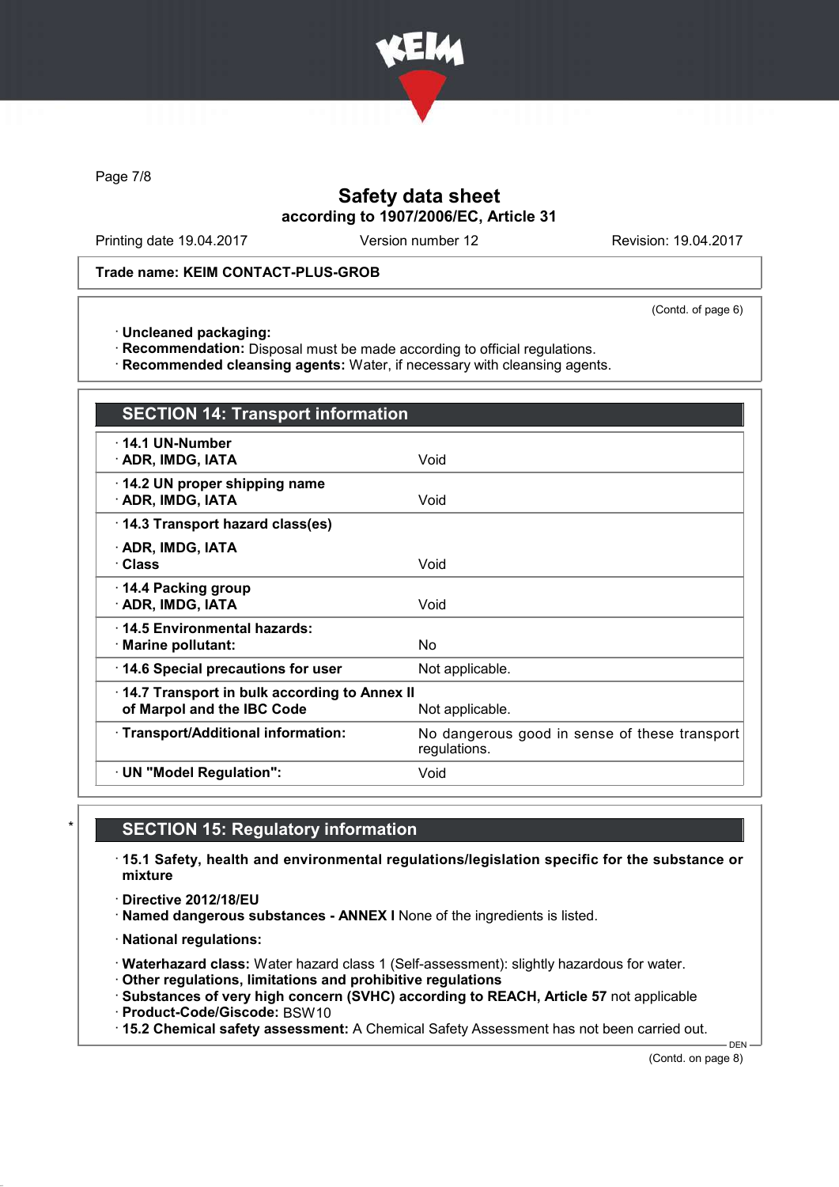## Safety data sheet
### according to 1907/2006/EC, Article 31

Printing date 19.04.2017 Version number 12 Revision: 19.04.2017

**Trade name: KEIM CONTACT-PLUS-GROB**

(Contd. of page 6)

· **Uncleaned packaging:**
· **Recommendation:** Disposal must be made according to official regulations.
· **Recommended cleansing agents:** Water, if necessary with cleansing agents.

## SECTION 14: Transport information

| | |
|---|---|
| · **14.1 UN-Number** · **ADR, IMDG, IATA** | Void |
| · **14.2 UN proper shipping name** · **ADR, IMDG, IATA** | Void |
| · **14.3 Transport hazard class(es)** · **ADR, IMDG, IATA** · **Class** | Void |
| · **14.4 Packing group** · **ADR, IMDG, IATA** | Void |
| · **14.5 Environmental hazards:** · **Marine pollutant:** | No |
| · **14.6 Special precautions for user** | Not applicable. |
| · **14.7 Transport in bulk according to Annex II of Marpol and the IBC Code** | Not applicable. |
| · **Transport/Additional information:** | No dangerous good in sense of these transport regulations. |
| · **UN "Model Regulation":** | Void |

## * SECTION 15: Regulatory information

· **15.1 Safety, health and environmental regulations/legislation specific for the substance or mixture**

· **Directive 2012/18/EU**
· **Named dangerous substances - ANNEX I** None of the ingredients is listed.

· **National regulations:**

· **Waterhazard class:** Water hazard class 1 (Self-assessment): slightly hazardous for water.
· **Other regulations, limitations and prohibitive regulations**
· **Substances of very high concern (SVHC) according to REACH, Article 57** not applicable
· **Product-Code/Giscode:** BSW10
· **15.2 Chemical safety assessment:** A Chemical Safety Assessment has not been carried out.

DEN

(Contd. on page 8)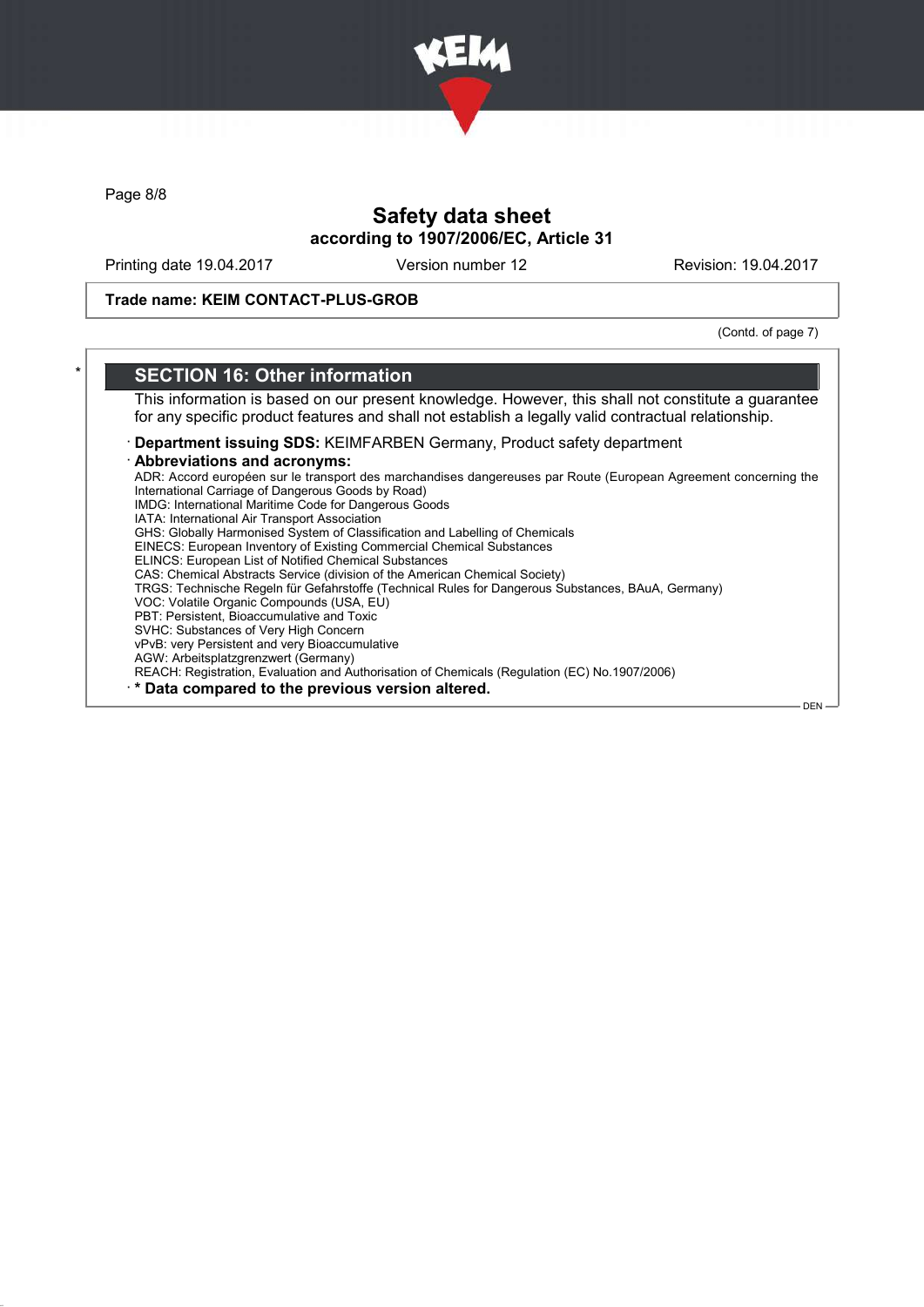Page 8/8

# Safety data sheet
## according to 1907/2006/EC, Article 31

Printing date 19.04.2017 Version number 12 Revision: 19.04.2017

**Trade name: KEIM CONTACT-PLUS-GROB**

(Contd. of page 7)

## * SECTION 16: Other information

This information is based on our present knowledge. However, this shall not constitute a guarantee for any specific product features and shall not establish a legally valid contractual relationship.

· **Department issuing SDS:** KEIMFARBEN Germany, Product safety department

· **Abbreviations and acronyms:**

ADR: Accord européen sur le transport des marchandises dangereuses par Route (European Agreement concerning the International Carriage of Dangerous Goods by Road)
IMDG: International Maritime Code for Dangerous Goods
IATA: International Air Transport Association
GHS: Globally Harmonised System of Classification and Labelling of Chemicals
EINECS: European Inventory of Existing Commercial Chemical Substances
ELINCS: European List of Notified Chemical Substances
CAS: Chemical Abstracts Service (division of the American Chemical Society)
TRGS: Technische Regeln für Gefahrstoffe (Technical Rules for Dangerous Substances, BAuA, Germany)
VOC: Volatile Organic Compounds (USA, EU)
PBT: Persistent, Bioaccumulative and Toxic
SVHC: Substances of Very High Concern
vPvB: very Persistent and very Bioaccumulative
AGW: Arbeitsplatzgrenzwert (Germany)
REACH: Registration, Evaluation and Authorisation of Chemicals (Regulation (EC) No.1907/2006)

· **\* Data compared to the previous version altered.**

DEN